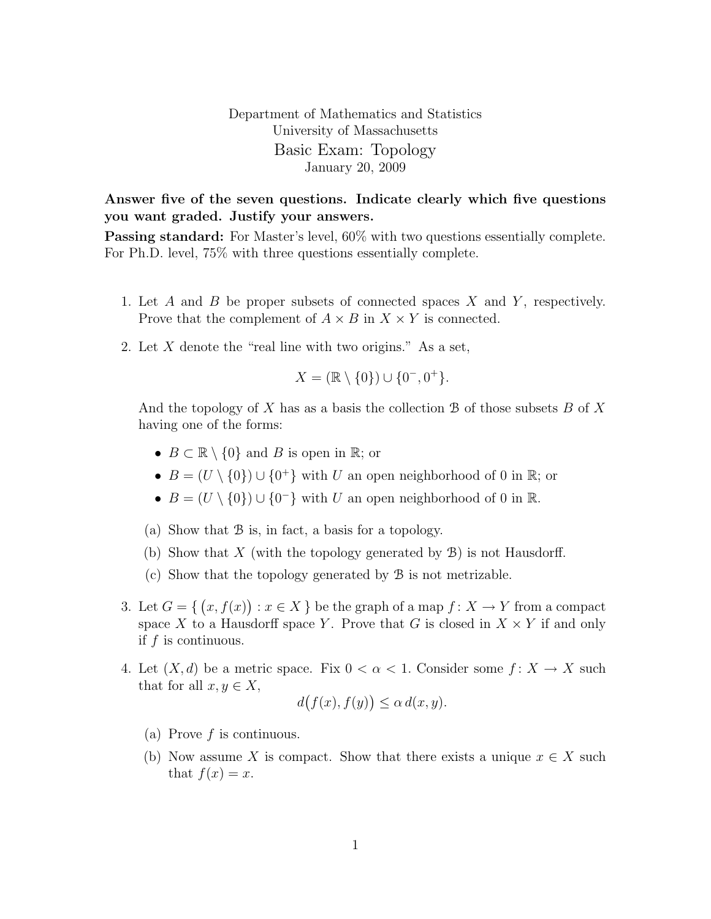Department of Mathematics and Statistics
University of Massachusetts

# Basic Exam: Topology

January 20, 2009

**Answer five of the seven questions. Indicate clearly which five questions you want graded. Justify your answers.**

**Passing standard:** For Master's level, 60% with two questions essentially complete. For Ph.D. level, 75% with three questions essentially complete.

1. Let $A$ and $B$ be proper subsets of connected spaces $X$ and $Y$, respectively. Prove that the complement of $A \times B$ in $X \times Y$ is connected.

2. Let $X$ denote the "real line with two origins." As a set,
$$X = (\mathbb{R} \setminus \{0\}) \cup \{0^-, 0^+\}.$$
And the topology of $X$ has as a basis the collection $\mathcal{B}$ of those subsets $B$ of $X$ having one of the forms:
   - $B \subset \mathbb{R} \setminus \{0\}$ and $B$ is open in $\mathbb{R}$; or
   - $B = (U \setminus \{0\}) \cup \{0^+\}$ with $U$ an open neighborhood of 0 in $\mathbb{R}$; or
   - $B = (U \setminus \{0\}) \cup \{0^-\}$ with $U$ an open neighborhood of 0 in $\mathbb{R}$.

   (a) Show that $\mathcal{B}$ is, in fact, a basis for a topology.

   (b) Show that $X$ (with the topology generated by $\mathcal{B}$) is not Hausdorff.

   (c) Show that the topology generated by $\mathcal{B}$ is not metrizable.

3. Let $G = \{\, (x, f(x)) : x \in X \,\}$ be the graph of a map $f \colon X \to Y$ from a compact space $X$ to a Hausdorff space $Y$. Prove that $G$ is closed in $X \times Y$ if and only if $f$ is continuous.

4. Let $(X, d)$ be a metric space. Fix $0 < \alpha < 1$. Consider some $f \colon X \to X$ such that for all $x, y \in X$,
$$d\big(f(x), f(y)\big) \leq \alpha\, d(x, y).$$

   (a) Prove $f$ is continuous.

   (b) Now assume $X$ is compact. Show that there exists a unique $x \in X$ such that $f(x) = x$.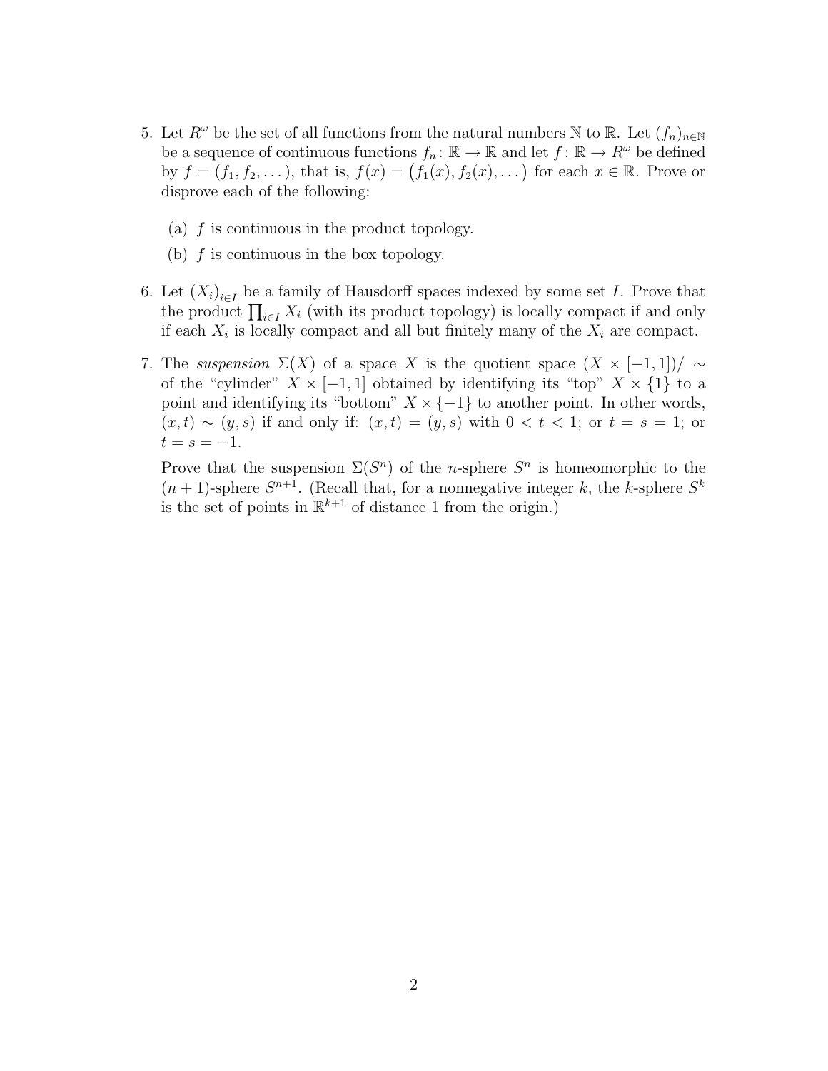5. Let $R^\omega$ be the set of all functions from the natural numbers $\mathbb{N}$ to $\mathbb{R}$. Let $(f_n)_{n\in\mathbb{N}}$ be a sequence of continuous functions $f_n : \mathbb{R} \to \mathbb{R}$ and let $f : \mathbb{R} \to R^\omega$ be defined by $f = (f_1, f_2, \dots)$, that is, $f(x) = \big(f_1(x), f_2(x), \dots\big)$ for each $x \in \mathbb{R}$. Prove or disprove each of the following:

   (a) $f$ is continuous in the product topology.

   (b) $f$ is continuous in the box topology.

6. Let $(X_i)_{i\in I}$ be a family of Hausdorff spaces indexed by some set $I$. Prove that the product $\prod_{i\in I} X_i$ (with its product topology) is locally compact if and only if each $X_i$ is locally compact and all but finitely many of the $X_i$ are compact.

7. The *suspension* $\Sigma(X)$ of a space $X$ is the quotient space $(X \times [-1, 1])/\sim$ of the "cylinder" $X \times [-1, 1]$ obtained by identifying its "top" $X \times \{1\}$ to a point and identifying its "bottom" $X \times \{-1\}$ to another point. In other words, $(x, t) \sim (y, s)$ if and only if: $(x, t) = (y, s)$ with $0 < t < 1$; or $t = s = 1$; or $t = s = -1$.

   Prove that the suspension $\Sigma(S^n)$ of the $n$-sphere $S^n$ is homeomorphic to the $(n + 1)$-sphere $S^{n+1}$. (Recall that, for a nonnegative integer $k$, the $k$-sphere $S^k$ is the set of points in $\mathbb{R}^{k+1}$ of distance 1 from the origin.)